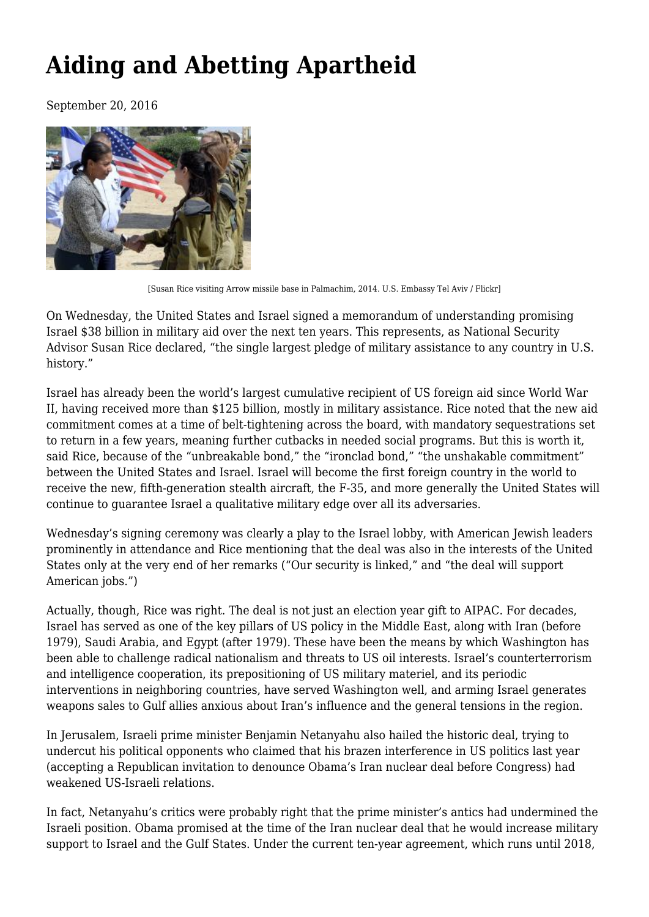# Aiding and Abetting Apartheid

September 20, 2016

[Susan Rice visiting Arrow missile base in Palmachim, 2014. U.S. Embassy Tel Aviv / Flickr]

On Wednesday, the United States and Israel signed a memorandum of understanding promising Israel $38 billion in military aid over the next ten years. This represents, as National Security Advisor Susan Rice declared, "the single largest pledge of military assistance to any country in U.S. history."

Israel has already been the world's largest cumulative recipient of US foreign aid since World War II, having received more than $125 billion, mostly in military assistance. Rice noted that the new aid commitment comes at a time of belt-tightening across the board, with mandatory sequestrations set to return in a few years, meaning further cutbacks in needed social programs. But this is worth it, said Rice, because of the "unbreakable bond," the "ironclad bond," "the unshakable commitment" between the United States and Israel. Israel will become the first foreign country in the world to receive the new, fifth-generation stealth aircraft, the F-35, and more generally the United States will continue to guarantee Israel a qualitative military edge over all its adversaries.

Wednesday's signing ceremony was clearly a play to the Israel lobby, with American Jewish leaders prominently in attendance and Rice mentioning that the deal was also in the interests of the United States only at the very end of her remarks ("Our security is linked," and "the deal will support American jobs.")

Actually, though, Rice was right. The deal is not just an election year gift to AIPAC. For decades, Israel has served as one of the key pillars of US policy in the Middle East, along with Iran (before 1979), Saudi Arabia, and Egypt (after 1979). These have been the means by which Washington has been able to challenge radical nationalism and threats to US oil interests. Israel's counterterrorism and intelligence cooperation, its prepositioning of US military materiel, and its periodic interventions in neighboring countries, have served Washington well, and arming Israel generates weapons sales to Gulf allies anxious about Iran's influence and the general tensions in the region.

In Jerusalem, Israeli prime minister Benjamin Netanyahu also hailed the historic deal, trying to undercut his political opponents who claimed that his brazen interference in US politics last year (accepting a Republican invitation to denounce Obama's Iran nuclear deal before Congress) had weakened US-Israeli relations.

In fact, Netanyahu's critics were probably right that the prime minister's antics had undermined the Israeli position. Obama promised at the time of the Iran nuclear deal that he would increase military support to Israel and the Gulf States. Under the current ten-year agreement, which runs until 2018,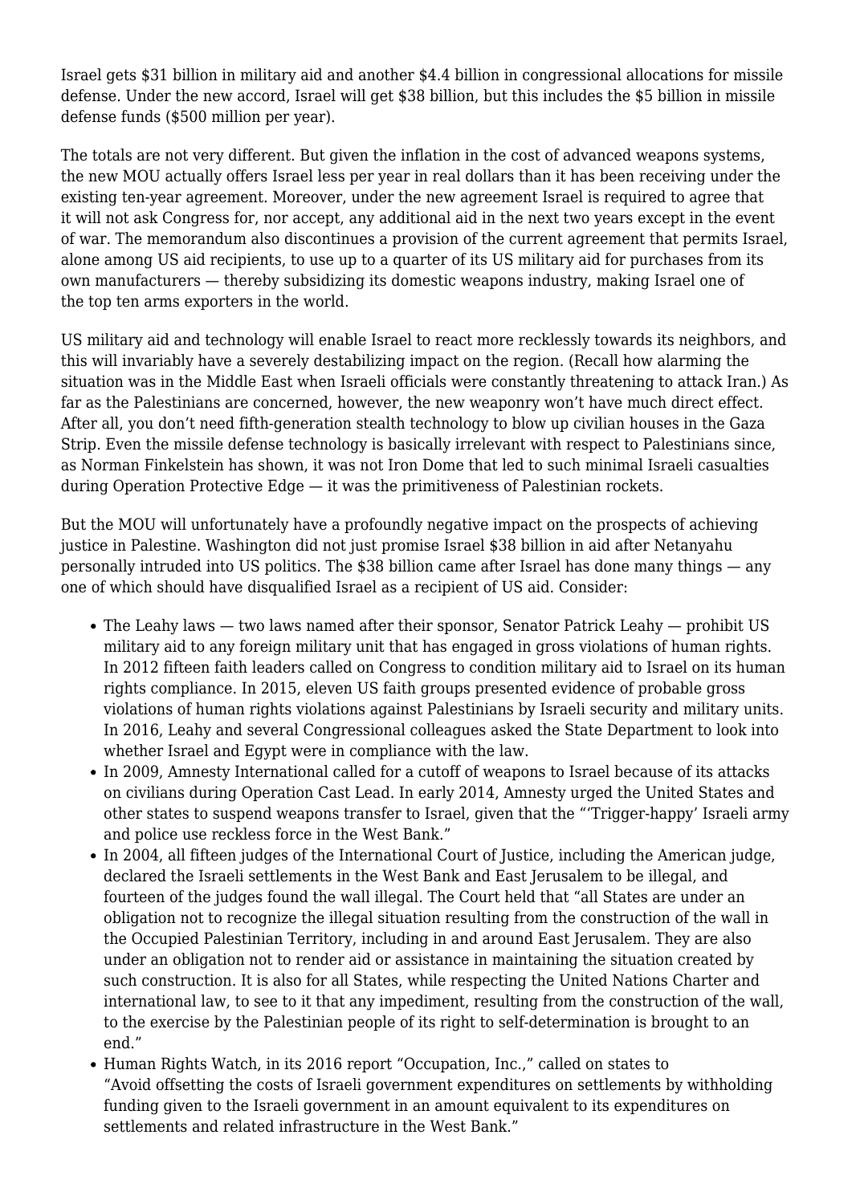Israel gets $31 billion in military aid and another $4.4 billion in congressional allocations for missile defense. Under the new accord, Israel will get $38 billion, but this includes the $5 billion in missile defense funds ($500 million per year).

The totals are not very different. But given the inflation in the cost of advanced weapons systems, the new MOU actually offers Israel less per year in real dollars than it has been receiving under the existing ten-year agreement. Moreover, under the new agreement Israel is required to agree that it will not ask Congress for, nor accept, any additional aid in the next two years except in the event of war. The memorandum also discontinues a provision of the current agreement that permits Israel, alone among US aid recipients, to use up to a quarter of its US military aid for purchases from its own manufacturers — thereby subsidizing its domestic weapons industry, making Israel one of the top ten arms exporters in the world.

US military aid and technology will enable Israel to react more recklessly towards its neighbors, and this will invariably have a severely destabilizing impact on the region. (Recall how alarming the situation was in the Middle East when Israeli officials were constantly threatening to attack Iran.) As far as the Palestinians are concerned, however, the new weaponry won't have much direct effect. After all, you don't need fifth-generation stealth technology to blow up civilian houses in the Gaza Strip. Even the missile defense technology is basically irrelevant with respect to Palestinians since, as Norman Finkelstein has shown, it was not Iron Dome that led to such minimal Israeli casualties during Operation Protective Edge — it was the primitiveness of Palestinian rockets.

But the MOU will unfortunately have a profoundly negative impact on the prospects of achieving justice in Palestine. Washington did not just promise Israel $38 billion in aid after Netanyahu personally intruded into US politics. The $38 billion came after Israel has done many things — any one of which should have disqualified Israel as a recipient of US aid. Consider:

- The Leahy laws — two laws named after their sponsor, Senator Patrick Leahy — prohibit US military aid to any foreign military unit that has engaged in gross violations of human rights. In 2012 fifteen faith leaders called on Congress to condition military aid to Israel on its human rights compliance. In 2015, eleven US faith groups presented evidence of probable gross violations of human rights violations against Palestinians by Israeli security and military units. In 2016, Leahy and several Congressional colleagues asked the State Department to look into whether Israel and Egypt were in compliance with the law.
- In 2009, Amnesty International called for a cutoff of weapons to Israel because of its attacks on civilians during Operation Cast Lead. In early 2014, Amnesty urged the United States and other states to suspend weapons transfer to Israel, given that the "'Trigger-happy' Israeli army and police use reckless force in the West Bank."
- In 2004, all fifteen judges of the International Court of Justice, including the American judge, declared the Israeli settlements in the West Bank and East Jerusalem to be illegal, and fourteen of the judges found the wall illegal. The Court held that "all States are under an obligation not to recognize the illegal situation resulting from the construction of the wall in the Occupied Palestinian Territory, including in and around East Jerusalem. They are also under an obligation not to render aid or assistance in maintaining the situation created by such construction. It is also for all States, while respecting the United Nations Charter and international law, to see to it that any impediment, resulting from the construction of the wall, to the exercise by the Palestinian people of its right to self-determination is brought to an end."
- Human Rights Watch, in its 2016 report "Occupation, Inc.," called on states to "Avoid offsetting the costs of Israeli government expenditures on settlements by withholding funding given to the Israeli government in an amount equivalent to its expenditures on settlements and related infrastructure in the West Bank."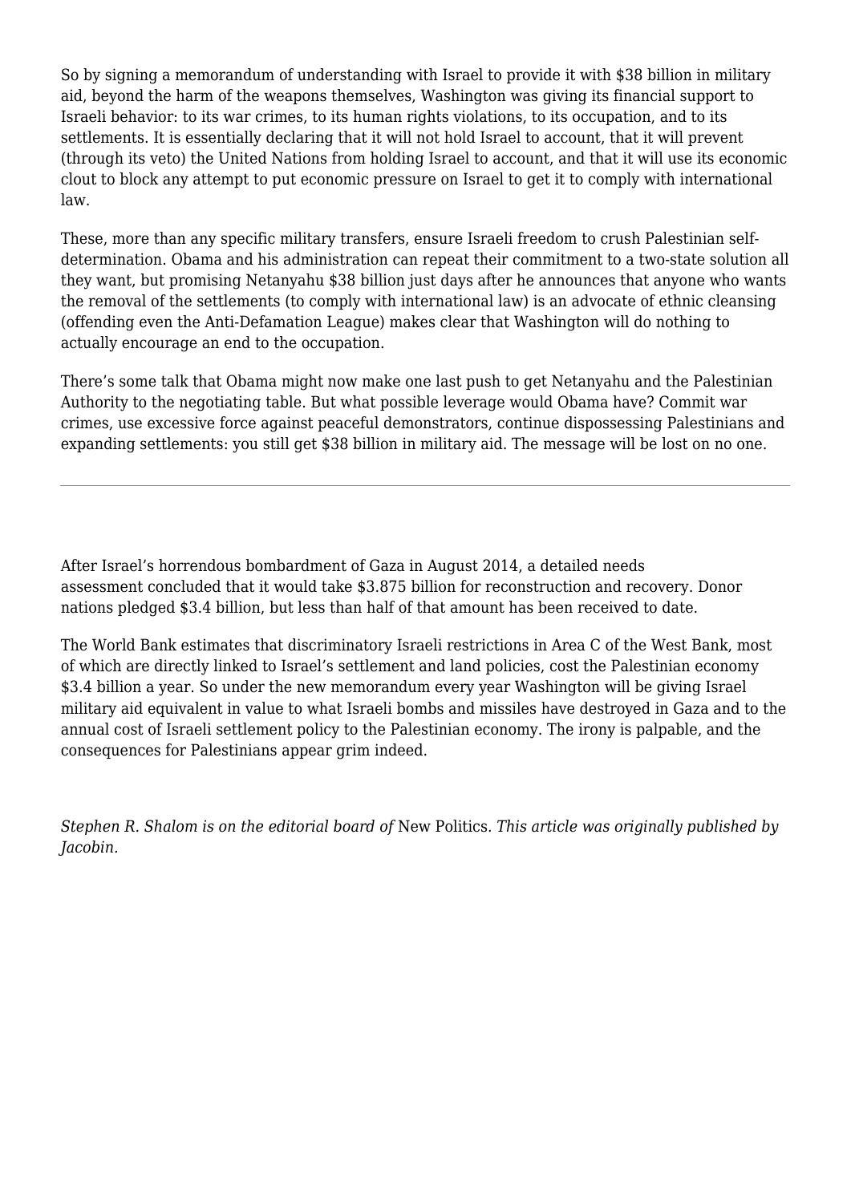So by signing a memorandum of understanding with Israel to provide it with $38 billion in military aid, beyond the harm of the weapons themselves, Washington was giving its financial support to Israeli behavior: to its war crimes, to its human rights violations, to its occupation, and to its settlements. It is essentially declaring that it will not hold Israel to account, that it will prevent (through its veto) the United Nations from holding Israel to account, and that it will use its economic clout to block any attempt to put economic pressure on Israel to get it to comply with international law.

These, more than any specific military transfers, ensure Israeli freedom to crush Palestinian self-determination. Obama and his administration can repeat their commitment to a two-state solution all they want, but promising Netanyahu $38 billion just days after he announces that anyone who wants the removal of the settlements (to comply with international law) is an advocate of ethnic cleansing (offending even the Anti-Defamation League) makes clear that Washington will do nothing to actually encourage an end to the occupation.

There's some talk that Obama might now make one last push to get Netanyahu and the Palestinian Authority to the negotiating table. But what possible leverage would Obama have? Commit war crimes, use excessive force against peaceful demonstrators, continue dispossessing Palestinians and expanding settlements: you still get $38 billion in military aid. The message will be lost on no one.

---

After Israel's horrendous bombardment of Gaza in August 2014, a detailed needs assessment concluded that it would take $3.875 billion for reconstruction and recovery. Donor nations pledged $3.4 billion, but less than half of that amount has been received to date.

The World Bank estimates that discriminatory Israeli restrictions in Area C of the West Bank, most of which are directly linked to Israel's settlement and land policies, cost the Palestinian economy $3.4 billion a year. So under the new memorandum every year Washington will be giving Israel military aid equivalent in value to what Israeli bombs and missiles have destroyed in Gaza and to the annual cost of Israeli settlement policy to the Palestinian economy. The irony is palpable, and the consequences for Palestinians appear grim indeed.

*Stephen R. Shalom is on the editorial board of* New Politics. *This article was originally published by Jacobin.*